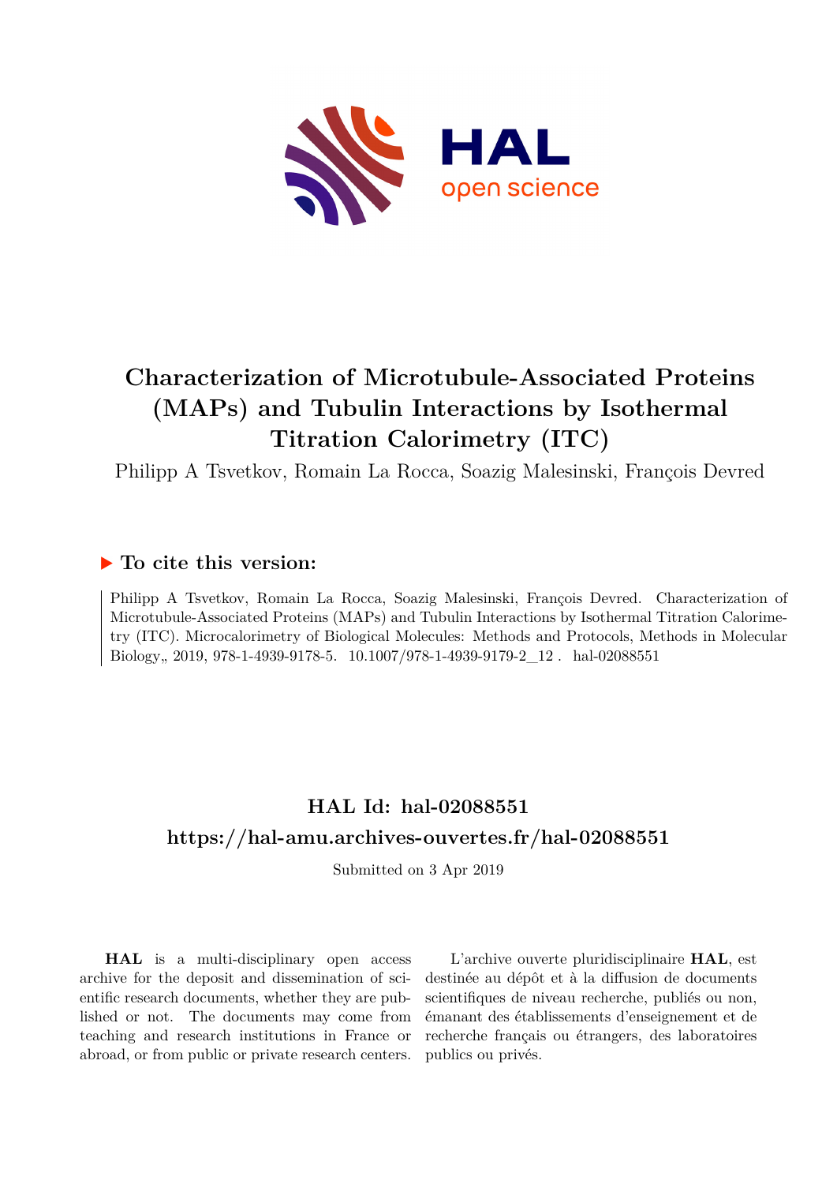# Characterization of Microtubule-Associated Proteins (MAPs) and Tubulin Interactions by Isothermal Titration Calorimetry (ITC)

Philipp A Tsvetkov, Romain La Rocca, Soazig Malesinski, François Devred

## ▶ To cite this version:

Philipp A Tsvetkov, Romain La Rocca, Soazig Malesinski, François Devred. Characterization of Microtubule-Associated Proteins (MAPs) and Tubulin Interactions by Isothermal Titration Calorimetry (ITC). Microcalorimetry of Biological Molecules: Methods and Protocols, Methods in Molecular Biology,, 2019, 978-1-4939-9178-5. 10.1007/978-1-4939-9179-2_12 . hal-02088551

## HAL Id: hal-02088551

## https://hal-amu.archives-ouvertes.fr/hal-02088551

Submitted on 3 Apr 2019

**HAL** is a multi-disciplinary open access archive for the deposit and dissemination of scientific research documents, whether they are published or not. The documents may come from teaching and research institutions in France or abroad, or from public or private research centers.

L'archive ouverte pluridisciplinaire **HAL**, est destinée au dépôt et à la diffusion de documents scientifiques de niveau recherche, publiés ou non, émanant des établissements d'enseignement et de recherche français ou étrangers, des laboratoires publics ou privés.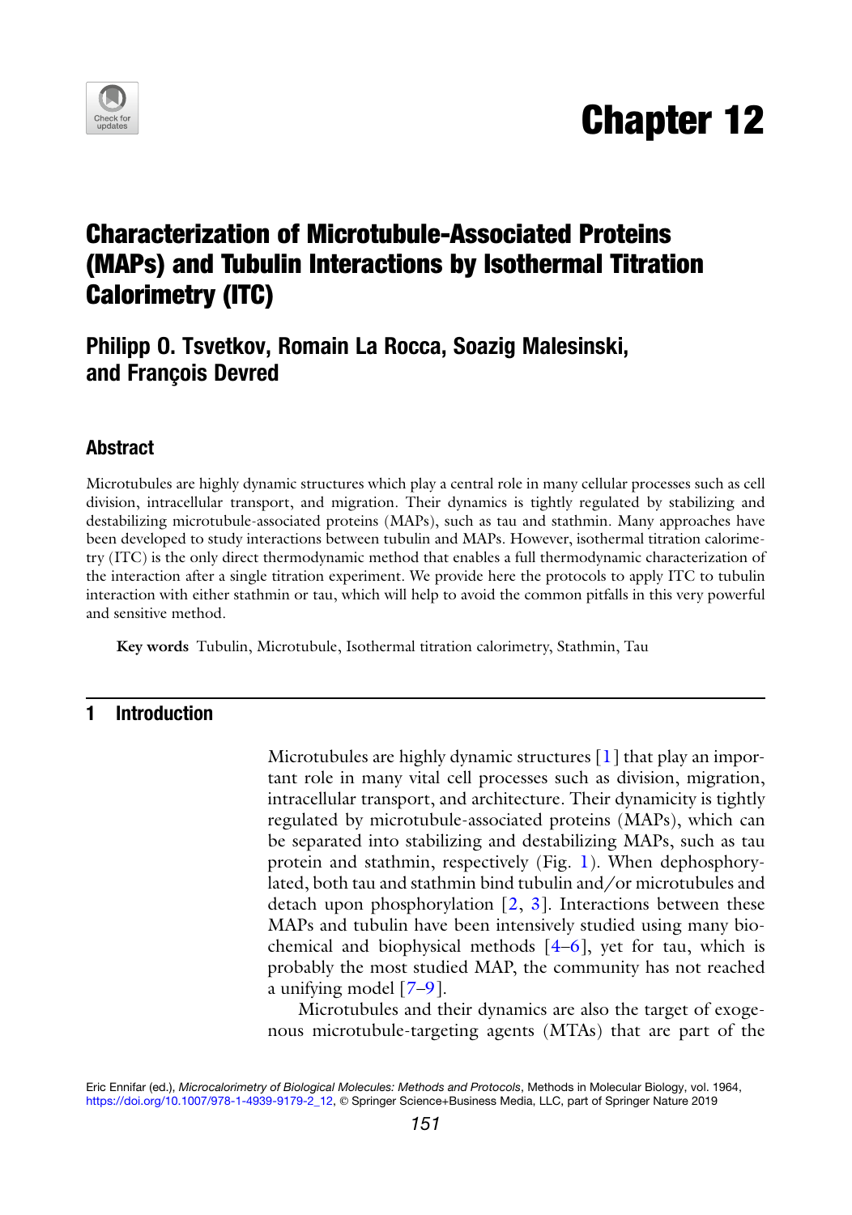# Chapter 12

# Characterization of Microtubule-Associated Proteins (MAPs) and Tubulin Interactions by Isothermal Titration Calorimetry (ITC)

**Philipp O. Tsvetkov, Romain La Rocca, Soazig Malesinski, and François Devred**

## Abstract

Microtubules are highly dynamic structures which play a central role in many cellular processes such as cell division, intracellular transport, and migration. Their dynamics is tightly regulated by stabilizing and destabilizing microtubule-associated proteins (MAPs), such as tau and stathmin. Many approaches have been developed to study interactions between tubulin and MAPs. However, isothermal titration calorimetry (ITC) is the only direct thermodynamic method that enables a full thermodynamic characterization of the interaction after a single titration experiment. We provide here the protocols to apply ITC to tubulin interaction with either stathmin or tau, which will help to avoid the common pitfalls in this very powerful and sensitive method.

**Key words** Tubulin, Microtubule, Isothermal titration calorimetry, Stathmin, Tau

## 1 Introduction

Microtubules are highly dynamic structures [1] that play an important role in many vital cell processes such as division, migration, intracellular transport, and architecture. Their dynamicity is tightly regulated by microtubule-associated proteins (MAPs), which can be separated into stabilizing and destabilizing MAPs, such as tau protein and stathmin, respectively (Fig. 1). When dephosphorylated, both tau and stathmin bind tubulin and/or microtubules and detach upon phosphorylation [2, 3]. Interactions between these MAPs and tubulin have been intensively studied using many biochemical and biophysical methods [4–6], yet for tau, which is probably the most studied MAP, the community has not reached a unifying model [7–9].

Microtubules and their dynamics are also the target of exogenous microtubule-targeting agents (MTAs) that are part of the

Eric Ennifar (ed.), *Microcalorimetry of Biological Molecules: Methods and Protocols*, Methods in Molecular Biology, vol. 1964, https://doi.org/10.1007/978-1-4939-9179-2_12, © Springer Science+Business Media, LLC, part of Springer Nature 2019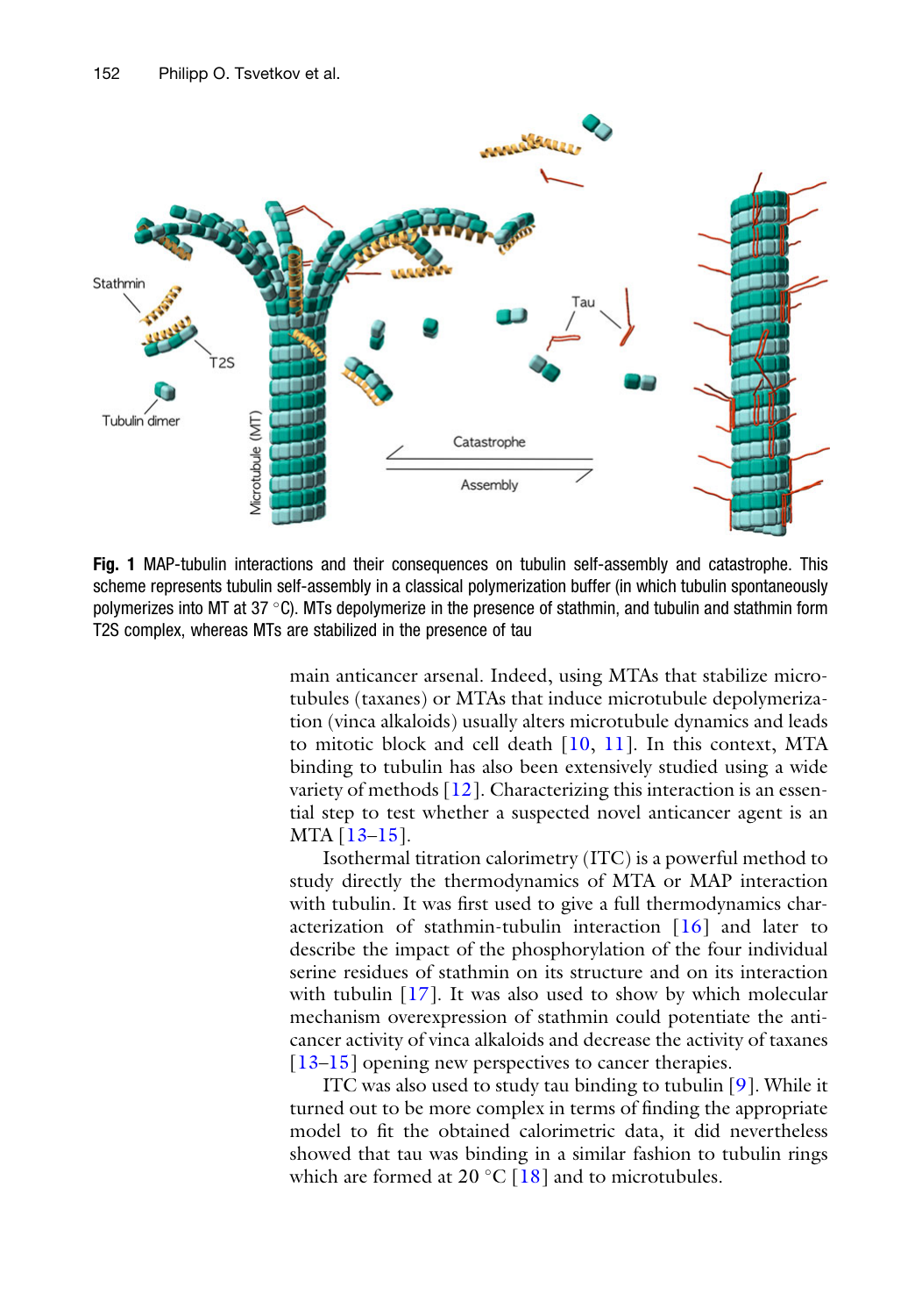**Fig. 1** MAP-tubulin interactions and their consequences on tubulin self-assembly and catastrophe. This scheme represents tubulin self-assembly in a classical polymerization buffer (in which tubulin spontaneously polymerizes into MT at 37 °C). MTs depolymerize in the presence of stathmin, and tubulin and stathmin form T2S complex, whereas MTs are stabilized in the presence of tau

main anticancer arsenal. Indeed, using MTAs that stabilize microtubules (taxanes) or MTAs that induce microtubule depolymerization (vinca alkaloids) usually alters microtubule dynamics and leads to mitotic block and cell death [10, 11]. In this context, MTA binding to tubulin has also been extensively studied using a wide variety of methods [12]. Characterizing this interaction is an essential step to test whether a suspected novel anticancer agent is an MTA [13–15].

Isothermal titration calorimetry (ITC) is a powerful method to study directly the thermodynamics of MTA or MAP interaction with tubulin. It was first used to give a full thermodynamics characterization of stathmin-tubulin interaction [16] and later to describe the impact of the phosphorylation of the four individual serine residues of stathmin on its structure and on its interaction with tubulin [17]. It was also used to show by which molecular mechanism overexpression of stathmin could potentiate the anticancer activity of vinca alkaloids and decrease the activity of taxanes [13–15] opening new perspectives to cancer therapies.

ITC was also used to study tau binding to tubulin [9]. While it turned out to be more complex in terms of finding the appropriate model to fit the obtained calorimetric data, it did nevertheless showed that tau was binding in a similar fashion to tubulin rings which are formed at 20 °C [18] and to microtubules.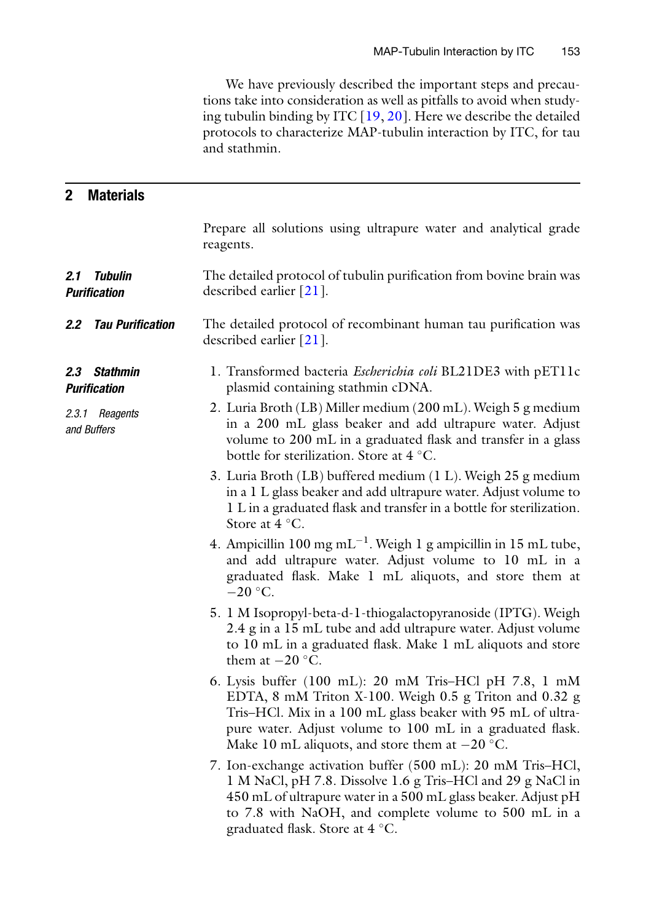We have previously described the important steps and precautions take into consideration as well as pitfalls to avoid when studying tubulin binding by ITC [19, 20]. Here we describe the detailed protocols to characterize MAP-tubulin interaction by ITC, for tau and stathmin.

## 2 Materials

Prepare all solutions using ultrapure water and analytical grade reagents.

### 2.1 Tubulin Purification

The detailed protocol of tubulin purification from bovine brain was described earlier [21].

### 2.2 Tau Purification

The detailed protocol of recombinant human tau purification was described earlier [21].

### 2.3 Stathmin Purification

#### 2.3.1 Reagents and Buffers

1. Transformed bacteria *Escherichia coli* BL21DE3 with pET11c plasmid containing stathmin cDNA.
2. Luria Broth (LB) Miller medium (200 mL). Weigh 5 g medium in a 200 mL glass beaker and add ultrapure water. Adjust volume to 200 mL in a graduated flask and transfer in a glass bottle for sterilization. Store at 4 °C.
3. Luria Broth (LB) buffered medium (1 L). Weigh 25 g medium in a 1 L glass beaker and add ultrapure water. Adjust volume to 1 L in a graduated flask and transfer in a bottle for sterilization. Store at 4 °C.
4. Ampicillin 100 mg $mL^{-1}$. Weigh 1 g ampicillin in 15 mL tube, and add ultrapure water. Adjust volume to 10 mL in a graduated flask. Make 1 mL aliquots, and store them at −20 °C.
5. 1 M Isopropyl-beta-d-1-thiogalactopyranoside (IPTG). Weigh 2.4 g in a 15 mL tube and add ultrapure water. Adjust volume to 10 mL in a graduated flask. Make 1 mL aliquots and store them at −20 °C.
6. Lysis buffer (100 mL): 20 mM Tris–HCl pH 7.8, 1 mM EDTA, 8 mM Triton X-100. Weigh 0.5 g Triton and 0.32 g Tris–HCl. Mix in a 100 mL glass beaker with 95 mL of ultrapure water. Adjust volume to 100 mL in a graduated flask. Make 10 mL aliquots, and store them at −20 °C.
7. Ion-exchange activation buffer (500 mL): 20 mM Tris–HCl, 1 M NaCl, pH 7.8. Dissolve 1.6 g Tris–HCl and 29 g NaCl in 450 mL of ultrapure water in a 500 mL glass beaker. Adjust pH to 7.8 with NaOH, and complete volume to 500 mL in a graduated flask. Store at 4 °C.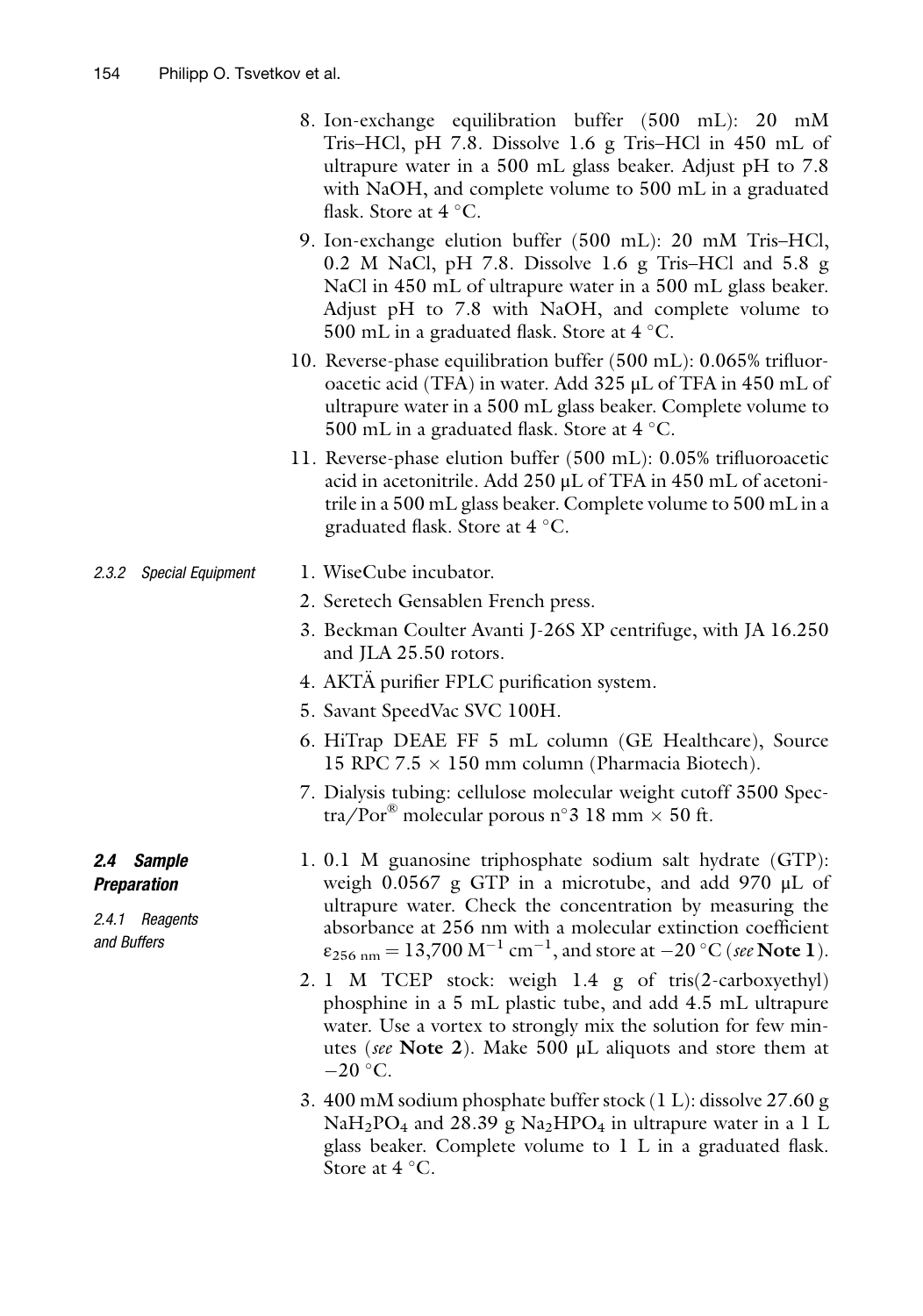8. Ion-exchange equilibration buffer (500 mL): 20 mM Tris–HCl, pH 7.8. Dissolve 1.6 g Tris–HCl in 450 mL of ultrapure water in a 500 mL glass beaker. Adjust pH to 7.8 with NaOH, and complete volume to 500 mL in a graduated flask. Store at 4 °C.
9. Ion-exchange elution buffer (500 mL): 20 mM Tris–HCl, 0.2 M NaCl, pH 7.8. Dissolve 1.6 g Tris–HCl and 5.8 g NaCl in 450 mL of ultrapure water in a 500 mL glass beaker. Adjust pH to 7.8 with NaOH, and complete volume to 500 mL in a graduated flask. Store at 4 °C.
10. Reverse-phase equilibration buffer (500 mL): 0.065% trifluoroacetic acid (TFA) in water. Add 325 μL of TFA in 450 mL of ultrapure water in a 500 mL glass beaker. Complete volume to 500 mL in a graduated flask. Store at 4 °C.
11. Reverse-phase elution buffer (500 mL): 0.05% trifluoroacetic acid in acetonitrile. Add 250 μL of TFA in 450 mL of acetonitrile in a 500 mL glass beaker. Complete volume to 500 mL in a graduated flask. Store at 4 °C.

#### 2.3.2 Special Equipment

1. WiseCube incubator.
2. Seretech Gensablen French press.
3. Beckman Coulter Avanti J-26S XP centrifuge, with JA 16.250 and JLA 25.50 rotors.
4. AKTÄ purifier FPLC purification system.
5. Savant SpeedVac SVC 100H.
6. HiTrap DEAE FF 5 mL column (GE Healthcare), Source 15 RPC 7.5 × 150 mm column (Pharmacia Biotech).
7. Dialysis tubing: cellulose molecular weight cutoff 3500 Spectra/Por® molecular porous n°3 18 mm × 50 ft.

### 2.4 Sample Preparation

#### 2.4.1 Reagents and Buffers

1. 0.1 M guanosine triphosphate sodium salt hydrate (GTP): weigh 0.0567 g GTP in a microtube, and add 970 μL of ultrapure water. Check the concentration by measuring the absorbance at 256 nm with a molecular extinction coefficient $\varepsilon_{256\ \mathrm{nm}} = 13{,}700\ \mathrm{M}^{-1}\ \mathrm{cm}^{-1}$, and store at −20 °C (*see* **Note 1**).
2. 1 M TCEP stock: weigh 1.4 g of tris(2-carboxyethyl) phosphine in a 5 mL plastic tube, and add 4.5 mL ultrapure water. Use a vortex to strongly mix the solution for few minutes (*see* **Note 2**). Make 500 μL aliquots and store them at −20 °C.
3. 400 mM sodium phosphate buffer stock (1 L): dissolve 27.60 g $NaH_2PO_4$ and 28.39 g $Na_2HPO_4$ in ultrapure water in a 1 L glass beaker. Complete volume to 1 L in a graduated flask. Store at 4 °C.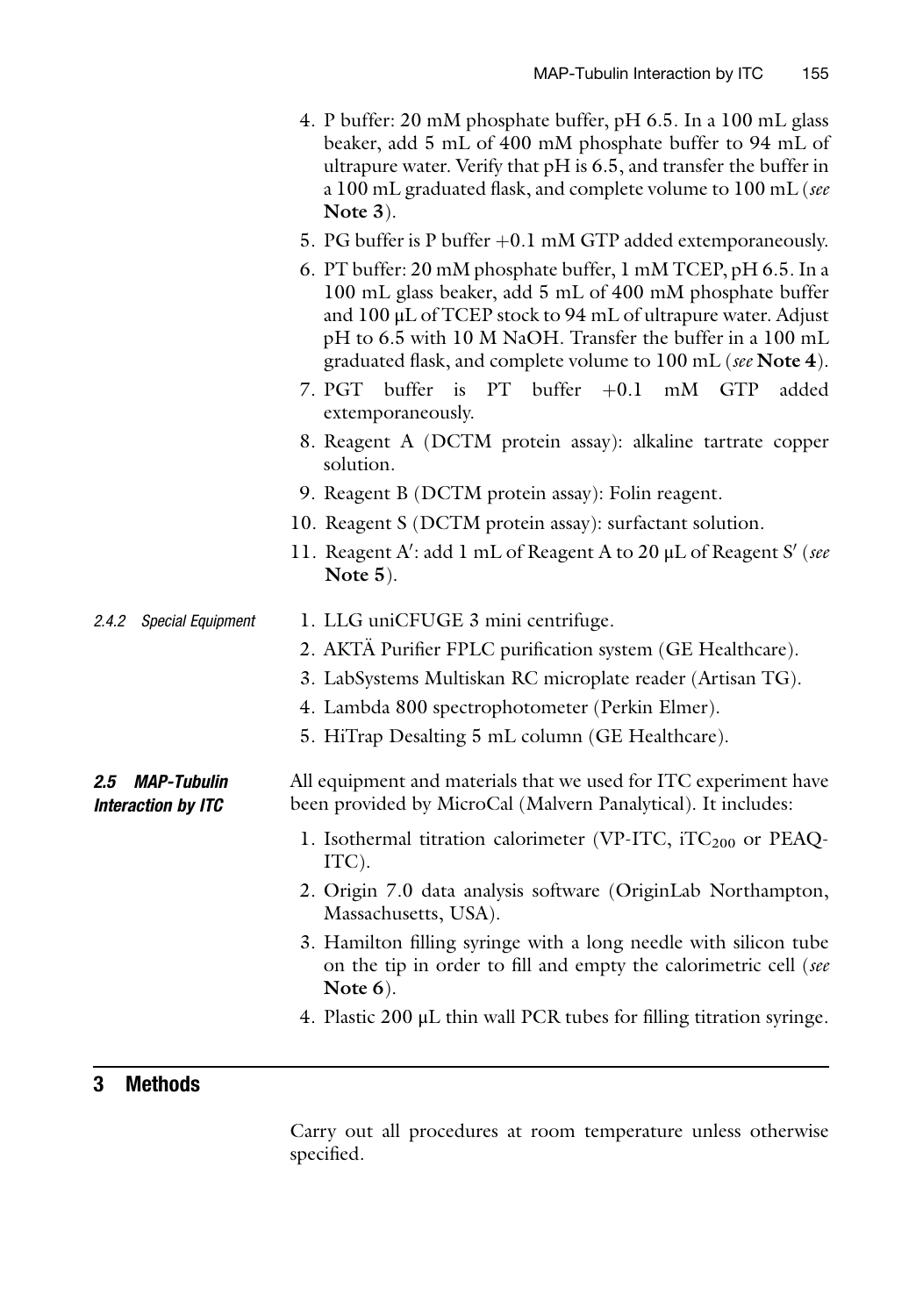4. P buffer: 20 mM phosphate buffer, pH 6.5. In a 100 mL glass beaker, add 5 mL of 400 mM phosphate buffer to 94 mL of ultrapure water. Verify that pH is 6.5, and transfer the buffer in a 100 mL graduated flask, and complete volume to 100 mL (*see* **Note 3**).
5. PG buffer is P buffer +0.1 mM GTP added extemporaneously.
6. PT buffer: 20 mM phosphate buffer, 1 mM TCEP, pH 6.5. In a 100 mL glass beaker, add 5 mL of 400 mM phosphate buffer and 100 μL of TCEP stock to 94 mL of ultrapure water. Adjust pH to 6.5 with 10 M NaOH. Transfer the buffer in a 100 mL graduated flask, and complete volume to 100 mL (*see* **Note 4**).
7. PGT buffer is PT buffer +0.1 mM GTP added extemporaneously.
8. Reagent A (DCTM protein assay): alkaline tartrate copper solution.
9. Reagent B (DCTM protein assay): Folin reagent.
10. Reagent S (DCTM protein assay): surfactant solution.
11. Reagent A′: add 1 mL of Reagent A to 20 μL of Reagent S′ (*see* **Note 5**).

#### 2.4.2 Special Equipment

1. LLG uniCFUGE 3 mini centrifuge.
2. AKTÄ Purifier FPLC purification system (GE Healthcare).
3. LabSystems Multiskan RC microplate reader (Artisan TG).
4. Lambda 800 spectrophotometer (Perkin Elmer).
5. HiTrap Desalting 5 mL column (GE Healthcare).

### 2.5 MAP-Tubulin Interaction by ITC

All equipment and materials that we used for ITC experiment have been provided by MicroCal (Malvern Panalytical). It includes:

1. Isothermal titration calorimeter (VP-ITC, $iTC_{200}$ or PEAQ-ITC).
2. Origin 7.0 data analysis software (OriginLab Northampton, Massachusetts, USA).
3. Hamilton filling syringe with a long needle with silicon tube on the tip in order to fill and empty the calorimetric cell (*see* **Note 6**).
4. Plastic 200 μL thin wall PCR tubes for filling titration syringe.

## 3 Methods

Carry out all procedures at room temperature unless otherwise specified.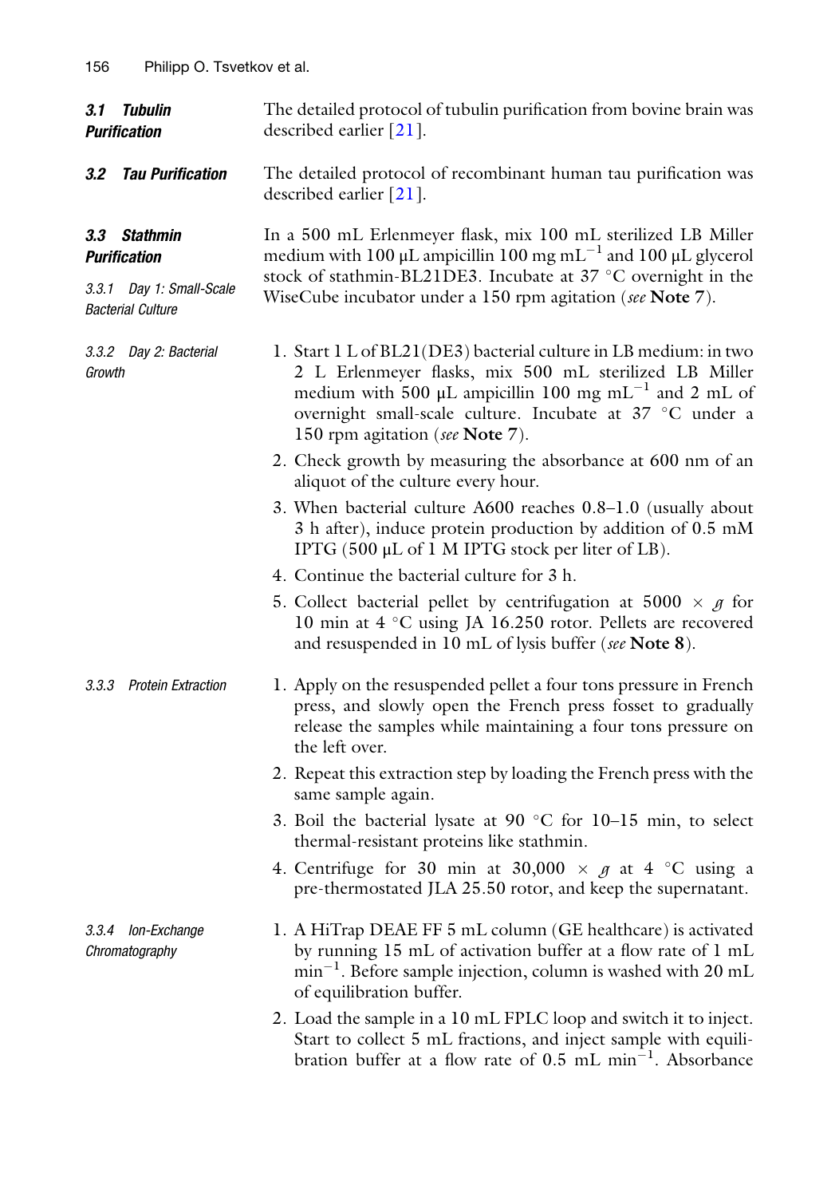### 3.1 Tubulin Purification

The detailed protocol of tubulin purification from bovine brain was described earlier [21].

### 3.2 Tau Purification

The detailed protocol of recombinant human tau purification was described earlier [21].

### 3.3 Stathmin Purification

#### 3.3.1 Day 1: Small-Scale Bacterial Culture

In a 500 mL Erlenmeyer flask, mix 100 mL sterilized LB Miller medium with 100 μL ampicillin 100 mg $mL^{-1}$ and 100 μL glycerol stock of stathmin-BL21DE3. Incubate at 37 °C overnight in the WiseCube incubator under a 150 rpm agitation (*see* **Note 7**).

#### 3.3.2 Day 2: Bacterial Growth

1. Start 1 L of BL21(DE3) bacterial culture in LB medium: in two 2 L Erlenmeyer flasks, mix 500 mL sterilized LB Miller medium with 500 μL ampicillin 100 mg $mL^{-1}$ and 2 mL of overnight small-scale culture. Incubate at 37 °C under a 150 rpm agitation (*see* **Note 7**).
2. Check growth by measuring the absorbance at 600 nm of an aliquot of the culture every hour.
3. When bacterial culture A600 reaches 0.8–1.0 (usually about 3 h after), induce protein production by addition of 0.5 mM IPTG (500 μL of 1 M IPTG stock per liter of LB).
4. Continue the bacterial culture for 3 h.
5. Collect bacterial pellet by centrifugation at 5000 × *g* for 10 min at 4 °C using JA 16.250 rotor. Pellets are recovered and resuspended in 10 mL of lysis buffer (*see* **Note 8**).

#### 3.3.3 Protein Extraction

1. Apply on the resuspended pellet a four tons pressure in French press, and slowly open the French press fosset to gradually release the samples while maintaining a four tons pressure on the left over.
2. Repeat this extraction step by loading the French press with the same sample again.
3. Boil the bacterial lysate at 90 °C for 10–15 min, to select thermal-resistant proteins like stathmin.
4. Centrifuge for 30 min at 30,000 × *g* at 4 °C using a pre-thermostated JLA 25.50 rotor, and keep the supernatant.

#### 3.3.4 Ion-Exchange Chromatography

1. A HiTrap DEAE FF 5 mL column (GE healthcare) is activated by running 15 mL of activation buffer at a flow rate of 1 mL $min^{-1}$. Before sample injection, column is washed with 20 mL of equilibration buffer.
2. Load the sample in a 10 mL FPLC loop and switch it to inject. Start to collect 5 mL fractions, and inject sample with equilibration buffer at a flow rate of 0.5 mL $min^{-1}$. Absorbance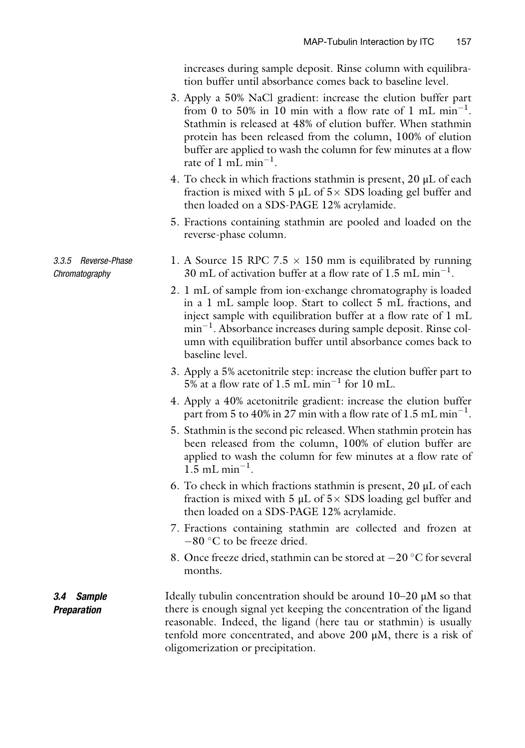increases during sample deposit. Rinse column with equilibration buffer until absorbance comes back to baseline level.

3. Apply a 50% NaCl gradient: increase the elution buffer part from 0 to 50% in 10 min with a flow rate of 1 mL $\text{min}^{-1}$. Stathmin is released at 48% of elution buffer. When stathmin protein has been released from the column, 100% of elution buffer are applied to wash the column for few minutes at a flow rate of 1 mL $\text{min}^{-1}$.
4. To check in which fractions stathmin is present, 20 μL of each fraction is mixed with 5 μL of 5× SDS loading gel buffer and then loaded on a SDS-PAGE 12% acrylamide.
5. Fractions containing stathmin are pooled and loaded on the reverse-phase column.

#### 3.3.5 Reverse-Phase Chromatography

1. A Source 15 RPC 7.5 × 150 mm is equilibrated by running 30 mL of activation buffer at a flow rate of 1.5 mL $\text{min}^{-1}$.
2. 1 mL of sample from ion-exchange chromatography is loaded in a 1 mL sample loop. Start to collect 5 mL fractions, and inject sample with equilibration buffer at a flow rate of 1 mL $\text{min}^{-1}$. Absorbance increases during sample deposit. Rinse column with equilibration buffer until absorbance comes back to baseline level.
3. Apply a 5% acetonitrile step: increase the elution buffer part to 5% at a flow rate of 1.5 mL $\text{min}^{-1}$ for 10 mL.
4. Apply a 40% acetonitrile gradient: increase the elution buffer part from 5 to 40% in 27 min with a flow rate of 1.5 mL $\text{min}^{-1}$.
5. Stathmin is the second pic released. When stathmin protein has been released from the column, 100% of elution buffer are applied to wash the column for few minutes at a flow rate of 1.5 mL $\text{min}^{-1}$.
6. To check in which fractions stathmin is present, 20 μL of each fraction is mixed with 5 μL of 5× SDS loading gel buffer and then loaded on a SDS-PAGE 12% acrylamide.
7. Fractions containing stathmin are collected and frozen at −80 °C to be freeze dried.
8. Once freeze dried, stathmin can be stored at −20 °C for several months.

### 3.4 Sample Preparation

Ideally tubulin concentration should be around 10–20 μM so that there is enough signal yet keeping the concentration of the ligand reasonable. Indeed, the ligand (here tau or stathmin) is usually tenfold more concentrated, and above 200 μM, there is a risk of oligomerization or precipitation.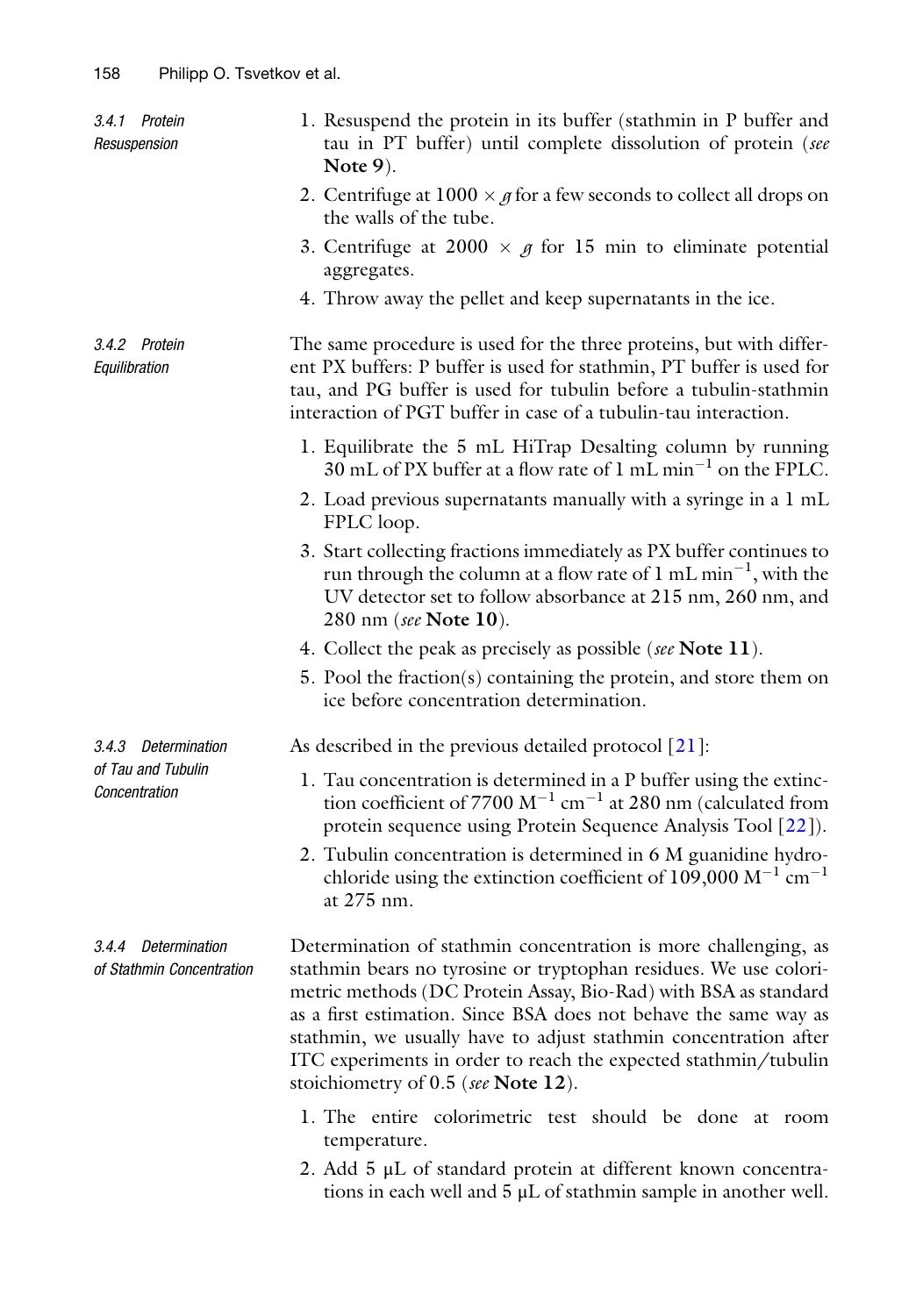#### 3.4.1 Protein Resuspension

1. Resuspend the protein in its buffer (stathmin in P buffer and tau in PT buffer) until complete dissolution of protein (*see* **Note 9**).
2. Centrifuge at $1000 \times g$ for a few seconds to collect all drops on the walls of the tube.
3. Centrifuge at $2000 \times g$ for 15 min to eliminate potential aggregates.
4. Throw away the pellet and keep supernatants in the ice.

#### 3.4.2 Protein Equilibration

The same procedure is used for the three proteins, but with different PX buffers: P buffer is used for stathmin, PT buffer is used for tau, and PG buffer is used for tubulin before a tubulin-stathmin interaction of PGT buffer in case of a tubulin-tau interaction.

1. Equilibrate the 5 mL HiTrap Desalting column by running 30 mL of PX buffer at a flow rate of 1 mL $\text{min}^{-1}$ on the FPLC.
2. Load previous supernatants manually with a syringe in a 1 mL FPLC loop.
3. Start collecting fractions immediately as PX buffer continues to run through the column at a flow rate of 1 mL $\text{min}^{-1}$, with the UV detector set to follow absorbance at 215 nm, 260 nm, and 280 nm (*see* **Note 10**).
4. Collect the peak as precisely as possible (*see* **Note 11**).
5. Pool the fraction(s) containing the protein, and store them on ice before concentration determination.

#### 3.4.3 Determination of Tau and Tubulin Concentration

As described in the previous detailed protocol [21]:

1. Tau concentration is determined in a P buffer using the extinction coefficient of 7700 $\text{M}^{-1}\ \text{cm}^{-1}$ at 280 nm (calculated from protein sequence using Protein Sequence Analysis Tool [22]).
2. Tubulin concentration is determined in 6 M guanidine hydrochloride using the extinction coefficient of 109,000 $\text{M}^{-1}\ \text{cm}^{-1}$ at 275 nm.

#### 3.4.4 Determination of Stathmin Concentration

Determination of stathmin concentration is more challenging, as stathmin bears no tyrosine or tryptophan residues. We use colorimetric methods (DC Protein Assay, Bio-Rad) with BSA as standard as a first estimation. Since BSA does not behave the same way as stathmin, we usually have to adjust stathmin concentration after ITC experiments in order to reach the expected stathmin/tubulin stoichiometry of 0.5 (*see* **Note 12**).

1. The entire colorimetric test should be done at room temperature.
2. Add 5 μL of standard protein at different known concentrations in each well and 5 μL of stathmin sample in another well.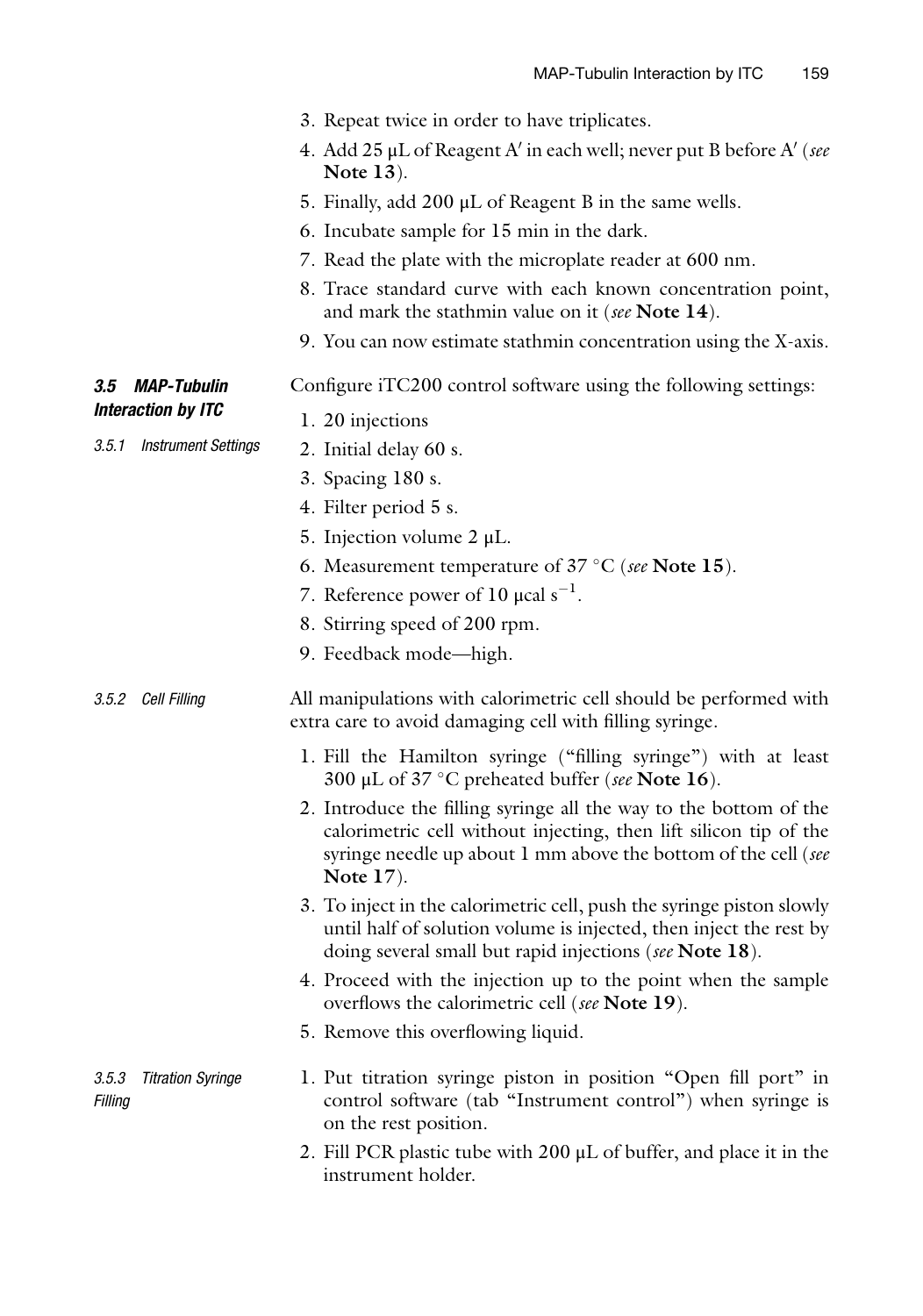3. Repeat twice in order to have triplicates.
4. Add 25 μL of Reagent A′ in each well; never put B before A′ (*see* **Note 13**).
5. Finally, add 200 μL of Reagent B in the same wells.
6. Incubate sample for 15 min in the dark.
7. Read the plate with the microplate reader at 600 nm.
8. Trace standard curve with each known concentration point, and mark the stathmin value on it (*see* **Note 14**).
9. You can now estimate stathmin concentration using the X-axis.

### 3.5 MAP-Tubulin Interaction by ITC

#### 3.5.1 Instrument Settings

Configure iTC200 control software using the following settings:

1. 20 injections
2. Initial delay 60 s.
3. Spacing 180 s.
4. Filter period 5 s.
5. Injection volume 2 μL.
6. Measurement temperature of 37 °C (*see* **Note 15**).
7. Reference power of 10 μcal $s^{-1}$.
8. Stirring speed of 200 rpm.
9. Feedback mode—high.

#### 3.5.2 Cell Filling

All manipulations with calorimetric cell should be performed with extra care to avoid damaging cell with filling syringe.

1. Fill the Hamilton syringe ("filling syringe") with at least 300 μL of 37 °C preheated buffer (*see* **Note 16**).
2. Introduce the filling syringe all the way to the bottom of the calorimetric cell without injecting, then lift silicon tip of the syringe needle up about 1 mm above the bottom of the cell (*see* **Note 17**).
3. To inject in the calorimetric cell, push the syringe piston slowly until half of solution volume is injected, then inject the rest by doing several small but rapid injections (*see* **Note 18**).
4. Proceed with the injection up to the point when the sample overflows the calorimetric cell (*see* **Note 19**).
5. Remove this overflowing liquid.

#### 3.5.3 Titration Syringe Filling

1. Put titration syringe piston in position "Open fill port" in control software (tab "Instrument control") when syringe is on the rest position.
2. Fill PCR plastic tube with 200 μL of buffer, and place it in the instrument holder.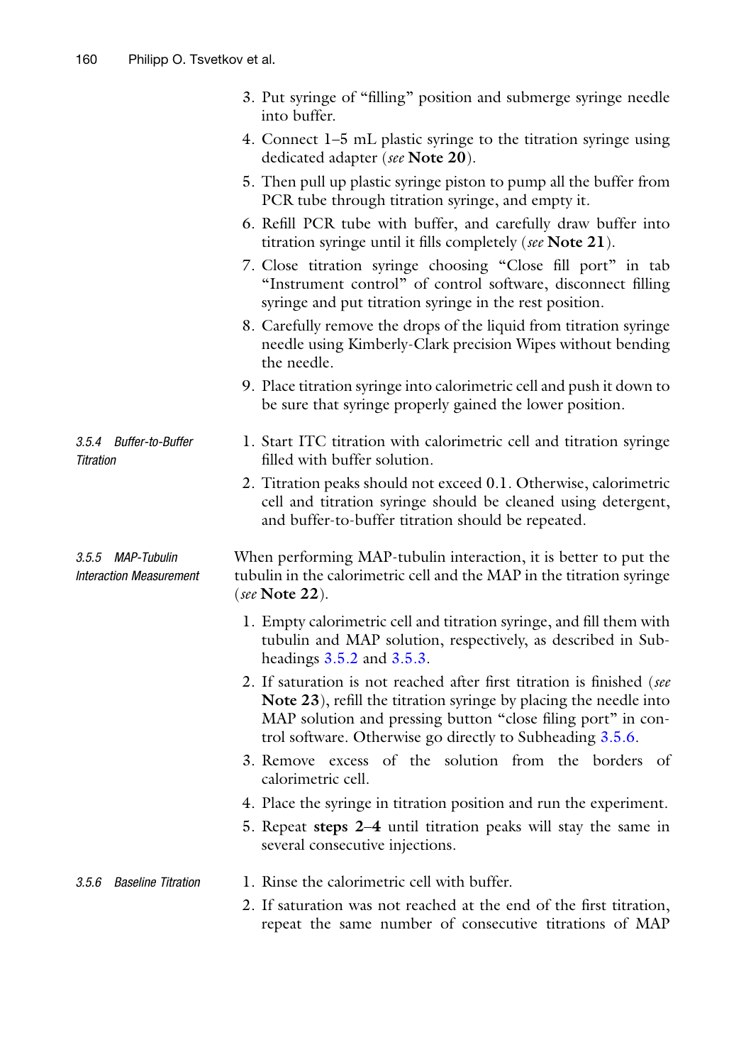3. Put syringe of "filling" position and submerge syringe needle into buffer.
4. Connect 1–5 mL plastic syringe to the titration syringe using dedicated adapter (*see* **Note 20**).
5. Then pull up plastic syringe piston to pump all the buffer from PCR tube through titration syringe, and empty it.
6. Refill PCR tube with buffer, and carefully draw buffer into titration syringe until it fills completely (*see* **Note 21**).
7. Close titration syringe choosing "Close fill port" in tab "Instrument control" of control software, disconnect filling syringe and put titration syringe in the rest position.
8. Carefully remove the drops of the liquid from titration syringe needle using Kimberly-Clark precision Wipes without bending the needle.
9. Place titration syringe into calorimetric cell and push it down to be sure that syringe properly gained the lower position.

#### 3.5.4 Buffer-to-Buffer Titration

1. Start ITC titration with calorimetric cell and titration syringe filled with buffer solution.
2. Titration peaks should not exceed 0.1. Otherwise, calorimetric cell and titration syringe should be cleaned using detergent, and buffer-to-buffer titration should be repeated.

#### 3.5.5 MAP-Tubulin Interaction Measurement

When performing MAP-tubulin interaction, it is better to put the tubulin in the calorimetric cell and the MAP in the titration syringe (*see* **Note 22**).

1. Empty calorimetric cell and titration syringe, and fill them with tubulin and MAP solution, respectively, as described in Subheadings 3.5.2 and 3.5.3.
2. If saturation is not reached after first titration is finished (*see* **Note 23**), refill the titration syringe by placing the needle into MAP solution and pressing button "close filing port" in control software. Otherwise go directly to Subheading 3.5.6.
3. Remove excess of the solution from the borders of calorimetric cell.
4. Place the syringe in titration position and run the experiment.
5. Repeat **steps 2–4** until titration peaks will stay the same in several consecutive injections.

#### 3.5.6 Baseline Titration

1. Rinse the calorimetric cell with buffer.
2. If saturation was not reached at the end of the first titration, repeat the same number of consecutive titrations of MAP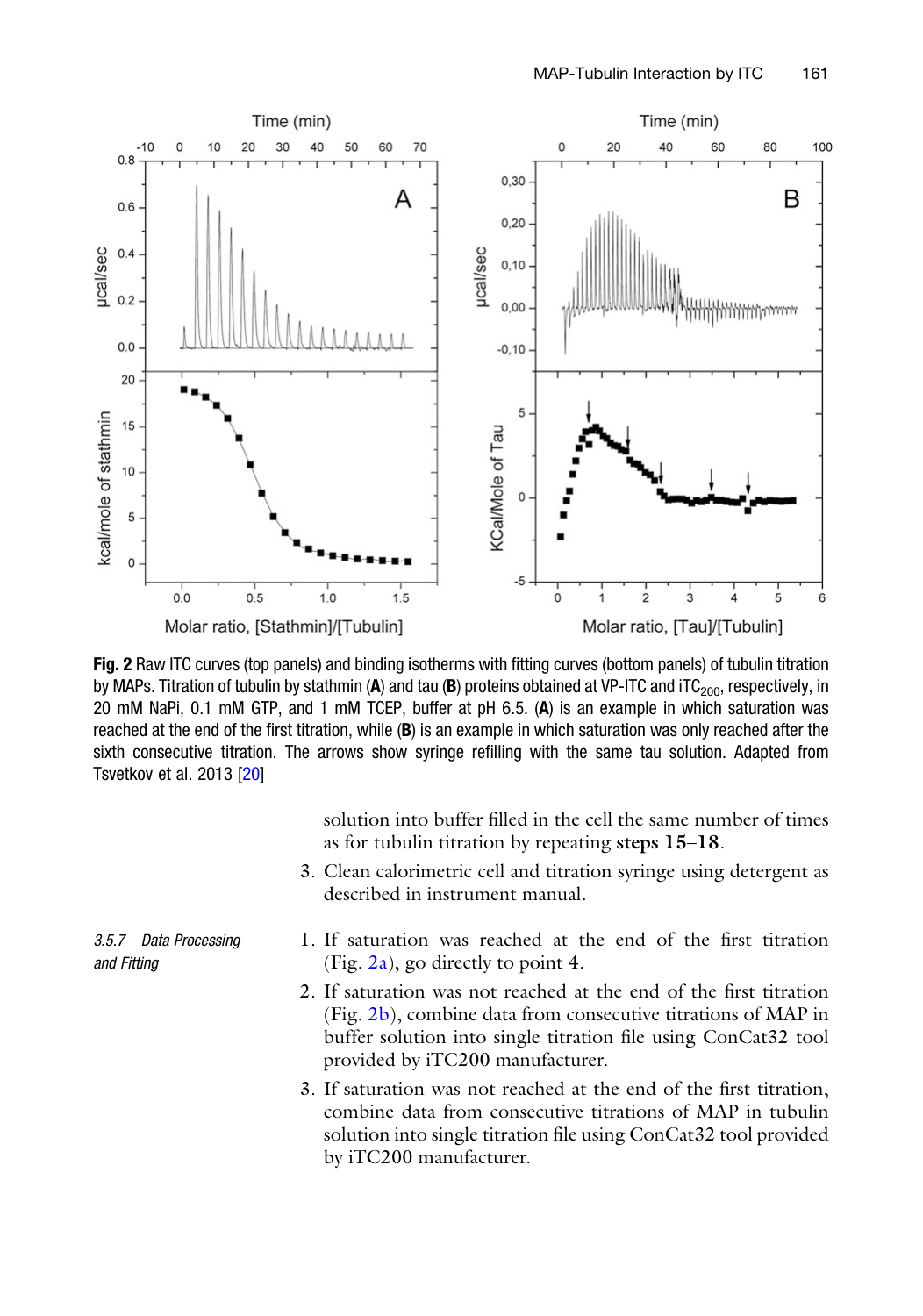Fig. 2 Raw ITC curves (top panels) and binding isotherms with fitting curves (bottom panels) of tubulin titration by MAPs. Titration of tubulin by stathmin (**A**) and tau (**B**) proteins obtained at VP-ITC and $iTC_{200}$, respectively, in 20 mM NaPi, 0.1 mM GTP, and 1 mM TCEP, buffer at pH 6.5. (**A**) is an example in which saturation was reached at the end of the first titration, while (**B**) is an example in which saturation was only reached after the sixth consecutive titration. The arrows show syringe refilling with the same tau solution. Adapted from Tsvetkov et al. 2013 [20]

solution into buffer filled in the cell the same number of times as for tubulin titration by repeating **steps 15–18**.

3. Clean calorimetric cell and titration syringe using detergent as described in instrument manual.

#### 3.5.7 Data Processing and Fitting

1. If saturation was reached at the end of the first titration (Fig. 2a), go directly to point 4.
2. If saturation was not reached at the end of the first titration (Fig. 2b), combine data from consecutive titrations of MAP in buffer solution into single titration file using ConCat32 tool provided by iTC200 manufacturer.
3. If saturation was not reached at the end of the first titration, combine data from consecutive titrations of MAP in tubulin solution into single titration file using ConCat32 tool provided by iTC200 manufacturer.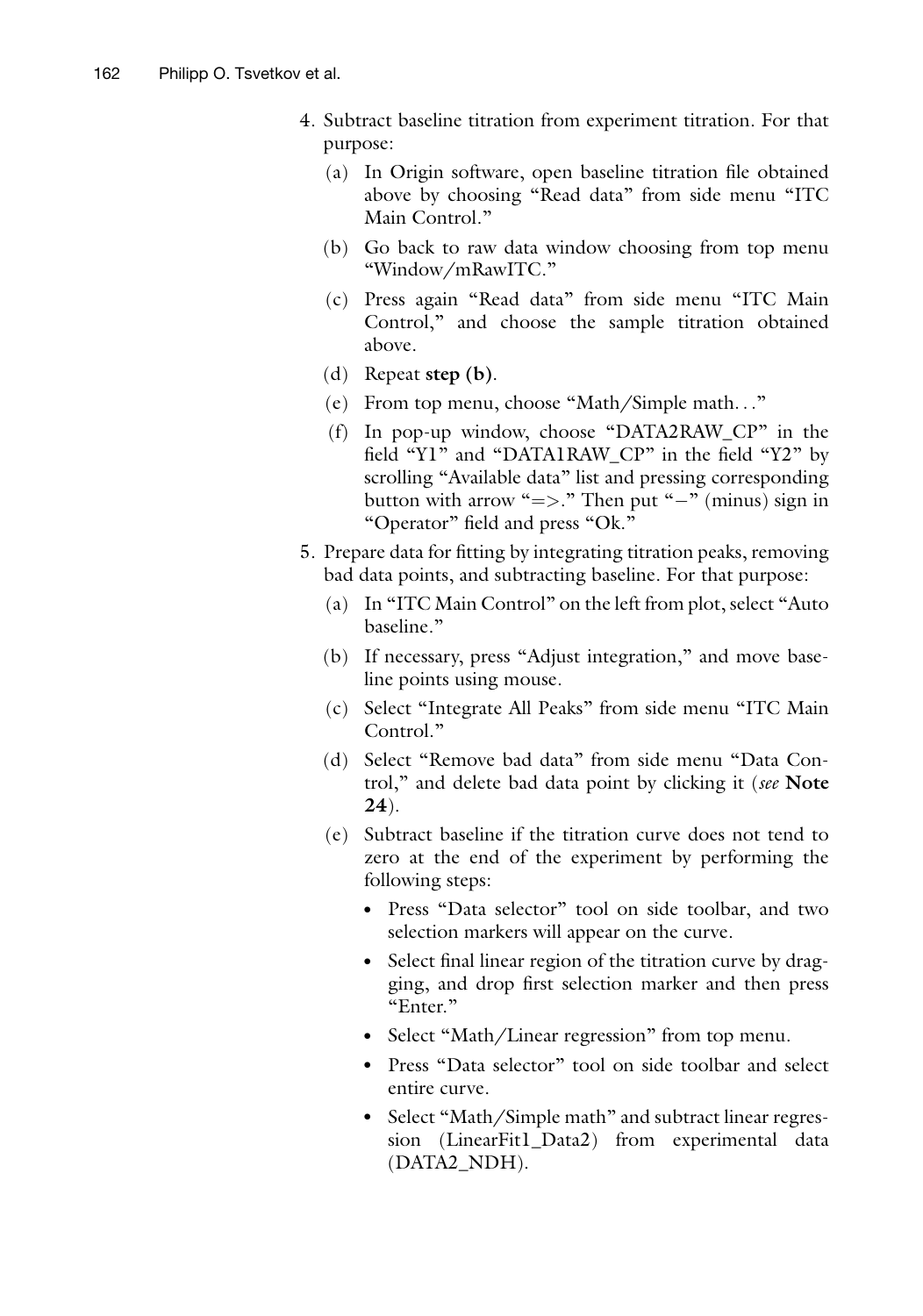4. Subtract baseline titration from experiment titration. For that purpose:
   (a) In Origin software, open baseline titration file obtained above by choosing "Read data" from side menu "ITC Main Control."
   (b) Go back to raw data window choosing from top menu "Window/mRawITC."
   (c) Press again "Read data" from side menu "ITC Main Control," and choose the sample titration obtained above.
   (d) Repeat **step (b)**.
   (e) From top menu, choose "Math/Simple math…"
   (f) In pop-up window, choose "DATA2RAW_CP" in the field "Y1" and "DATA1RAW_CP" in the field "Y2" by scrolling "Available data" list and pressing corresponding button with arrow "=>." Then put "−" (minus) sign in "Operator" field and press "Ok."
5. Prepare data for fitting by integrating titration peaks, removing bad data points, and subtracting baseline. For that purpose:
   (a) In "ITC Main Control" on the left from plot, select "Auto baseline."
   (b) If necessary, press "Adjust integration," and move baseline points using mouse.
   (c) Select "Integrate All Peaks" from side menu "ITC Main Control."
   (d) Select "Remove bad data" from side menu "Data Control," and delete bad data point by clicking it (*see* **Note 24**).
   (e) Subtract baseline if the titration curve does not tend to zero at the end of the experiment by performing the following steps:
      - Press "Data selector" tool on side toolbar, and two selection markers will appear on the curve.
      - Select final linear region of the titration curve by dragging, and drop first selection marker and then press "Enter."
      - Select "Math/Linear regression" from top menu.
      - Press "Data selector" tool on side toolbar and select entire curve.
      - Select "Math/Simple math" and subtract linear regression (LinearFit1_Data2) from experimental data (DATA2_NDH).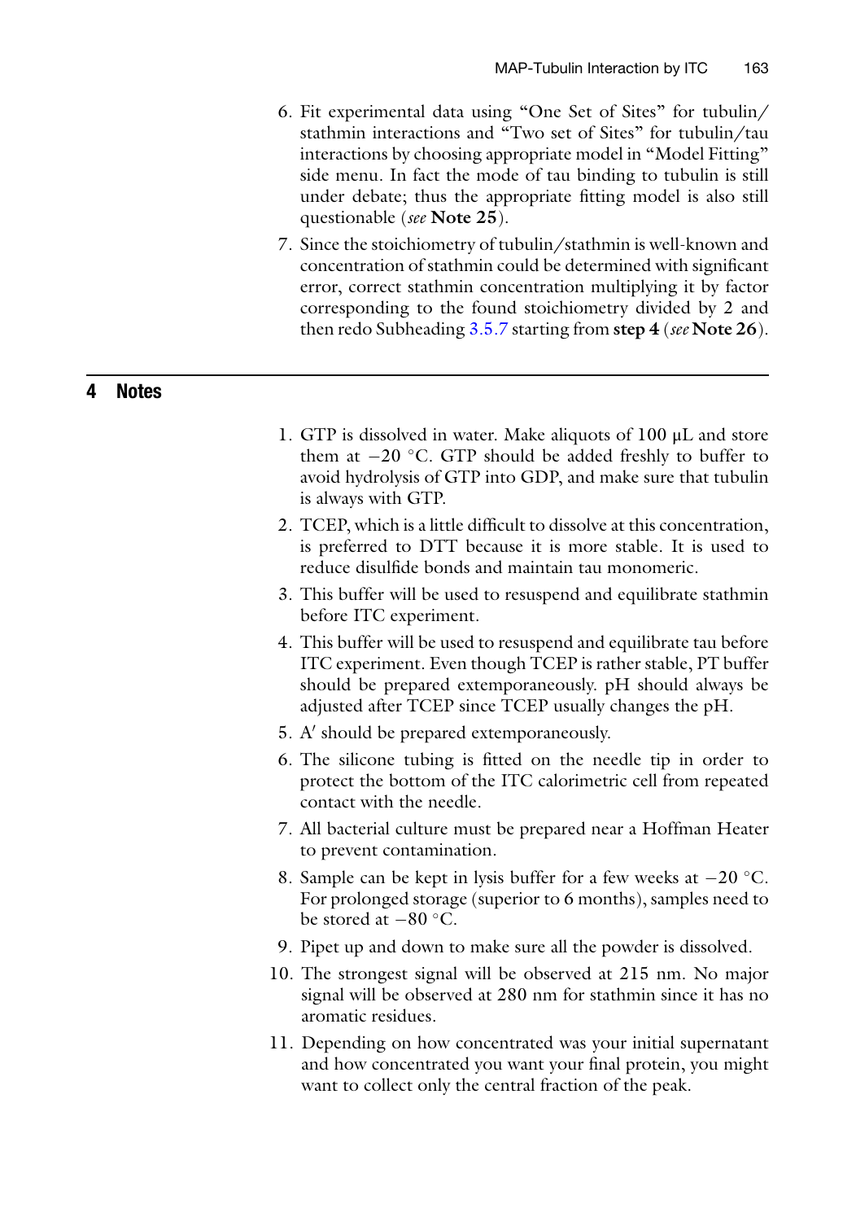6. Fit experimental data using "One Set of Sites" for tubulin/stathmin interactions and "Two set of Sites" for tubulin/tau interactions by choosing appropriate model in "Model Fitting" side menu. In fact the mode of tau binding to tubulin is still under debate; thus the appropriate fitting model is also still questionable (*see* **Note 25**).
7. Since the stoichiometry of tubulin/stathmin is well-known and concentration of stathmin could be determined with significant error, correct stathmin concentration multiplying it by factor corresponding to the found stoichiometry divided by 2 and then redo Subheading 3.5.7 starting from **step 4** (*see* **Note 26**).

## 4 Notes

1. GTP is dissolved in water. Make aliquots of 100 μL and store them at −20 °C. GTP should be added freshly to buffer to avoid hydrolysis of GTP into GDP, and make sure that tubulin is always with GTP.
2. TCEP, which is a little difficult to dissolve at this concentration, is preferred to DTT because it is more stable. It is used to reduce disulfide bonds and maintain tau monomeric.
3. This buffer will be used to resuspend and equilibrate stathmin before ITC experiment.
4. This buffer will be used to resuspend and equilibrate tau before ITC experiment. Even though TCEP is rather stable, PT buffer should be prepared extemporaneously. pH should always be adjusted after TCEP since TCEP usually changes the pH.
5. A′ should be prepared extemporaneously.
6. The silicone tubing is fitted on the needle tip in order to protect the bottom of the ITC calorimetric cell from repeated contact with the needle.
7. All bacterial culture must be prepared near a Hoffman Heater to prevent contamination.
8. Sample can be kept in lysis buffer for a few weeks at −20 °C. For prolonged storage (superior to 6 months), samples need to be stored at −80 °C.
9. Pipet up and down to make sure all the powder is dissolved.
10. The strongest signal will be observed at 215 nm. No major signal will be observed at 280 nm for stathmin since it has no aromatic residues.
11. Depending on how concentrated was your initial supernatant and how concentrated you want your final protein, you might want to collect only the central fraction of the peak.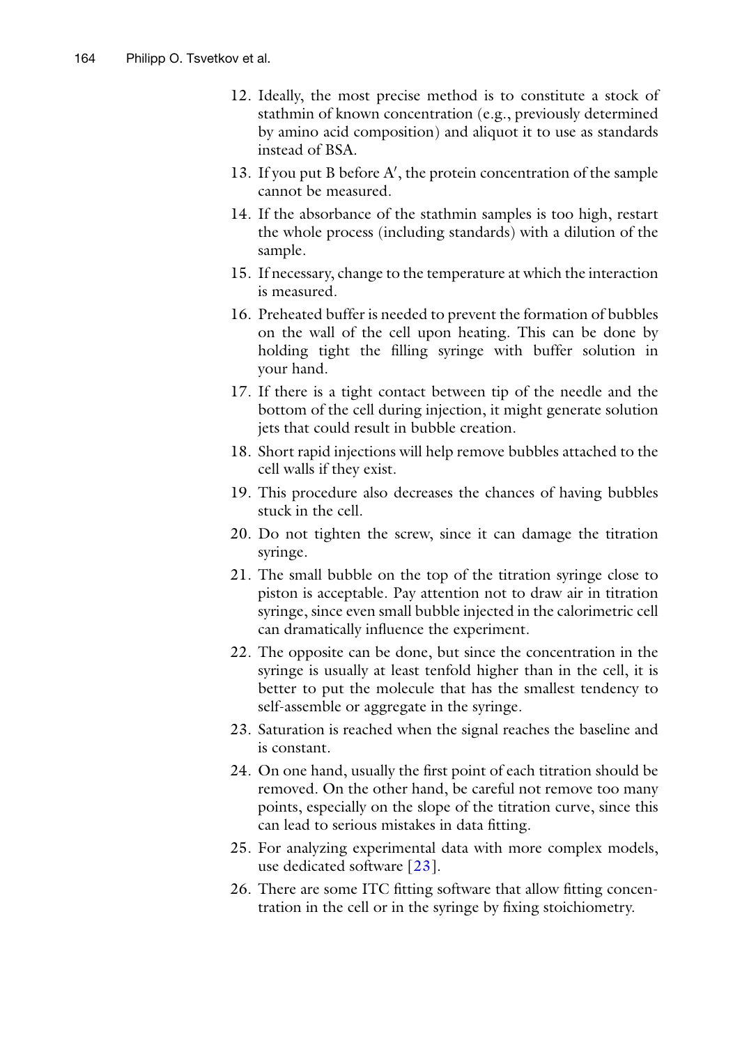12. Ideally, the most precise method is to constitute a stock of stathmin of known concentration (e.g., previously determined by amino acid composition) and aliquot it to use as standards instead of BSA.
13. If you put B before A′, the protein concentration of the sample cannot be measured.
14. If the absorbance of the stathmin samples is too high, restart the whole process (including standards) with a dilution of the sample.
15. If necessary, change to the temperature at which the interaction is measured.
16. Preheated buffer is needed to prevent the formation of bubbles on the wall of the cell upon heating. This can be done by holding tight the filling syringe with buffer solution in your hand.
17. If there is a tight contact between tip of the needle and the bottom of the cell during injection, it might generate solution jets that could result in bubble creation.
18. Short rapid injections will help remove bubbles attached to the cell walls if they exist.
19. This procedure also decreases the chances of having bubbles stuck in the cell.
20. Do not tighten the screw, since it can damage the titration syringe.
21. The small bubble on the top of the titration syringe close to piston is acceptable. Pay attention not to draw air in titration syringe, since even small bubble injected in the calorimetric cell can dramatically influence the experiment.
22. The opposite can be done, but since the concentration in the syringe is usually at least tenfold higher than in the cell, it is better to put the molecule that has the smallest tendency to self-assemble or aggregate in the syringe.
23. Saturation is reached when the signal reaches the baseline and is constant.
24. On one hand, usually the first point of each titration should be removed. On the other hand, be careful not remove too many points, especially on the slope of the titration curve, since this can lead to serious mistakes in data fitting.
25. For analyzing experimental data with more complex models, use dedicated software [23].
26. There are some ITC fitting software that allow fitting concentration in the cell or in the syringe by fixing stoichiometry.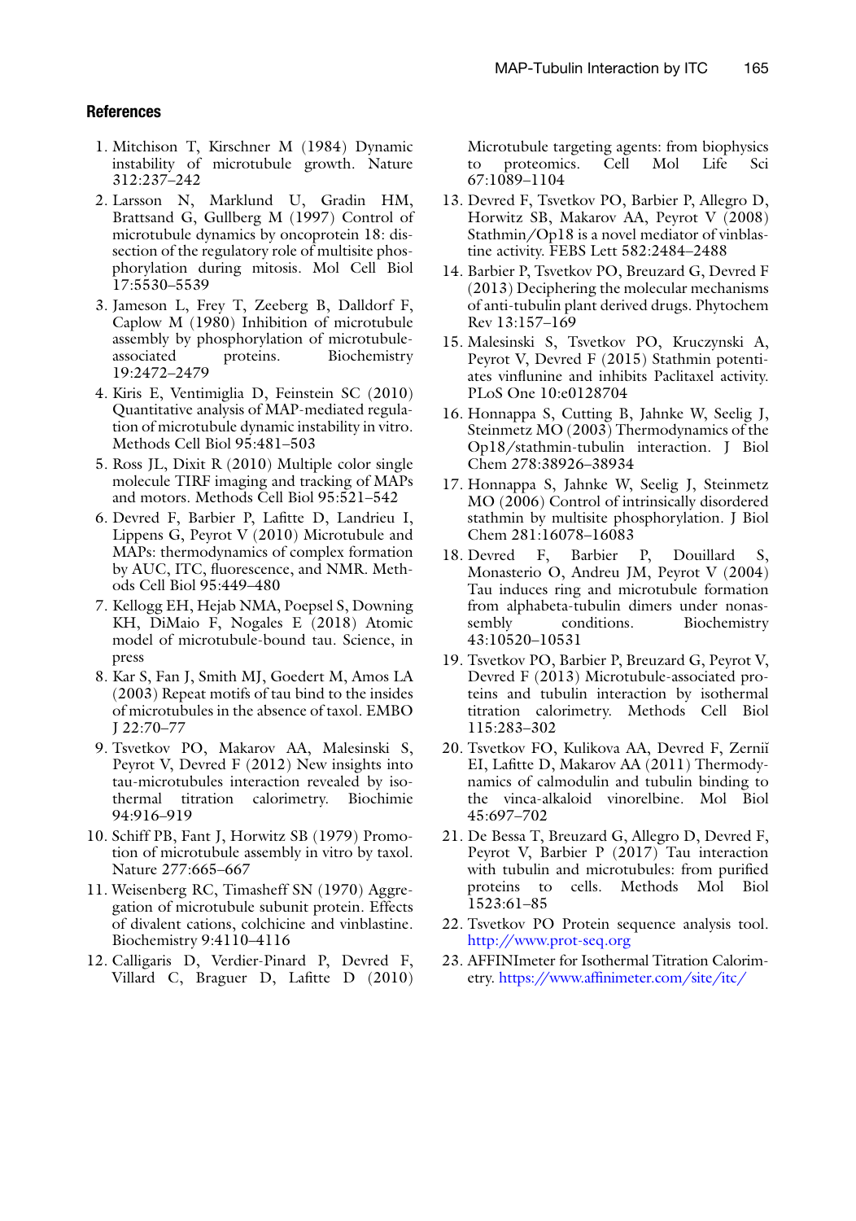## References

1. Mitchison T, Kirschner M (1984) Dynamic instability of microtubule growth. Nature 312:237–242
2. Larsson N, Marklund U, Gradin HM, Brattsand G, Gullberg M (1997) Control of microtubule dynamics by oncoprotein 18: dissection of the regulatory role of multisite phosphorylation during mitosis. Mol Cell Biol 17:5530–5539
3. Jameson L, Frey T, Zeeberg B, Dalldorf F, Caplow M (1980) Inhibition of microtubule assembly by phosphorylation of microtubule-associated proteins. Biochemistry 19:2472–2479
4. Kiris E, Ventimiglia D, Feinstein SC (2010) Quantitative analysis of MAP-mediated regulation of microtubule dynamic instability in vitro. Methods Cell Biol 95:481–503
5. Ross JL, Dixit R (2010) Multiple color single molecule TIRF imaging and tracking of MAPs and motors. Methods Cell Biol 95:521–542
6. Devred F, Barbier P, Lafitte D, Landrieu I, Lippens G, Peyrot V (2010) Microtubule and MAPs: thermodynamics of complex formation by AUC, ITC, fluorescence, and NMR. Methods Cell Biol 95:449–480
7. Kellogg EH, Hejab NMA, Poepsel S, Downing KH, DiMaio F, Nogales E (2018) Atomic model of microtubule-bound tau. Science, in press
8. Kar S, Fan J, Smith MJ, Goedert M, Amos LA (2003) Repeat motifs of tau bind to the insides of microtubules in the absence of taxol. EMBO J 22:70–77
9. Tsvetkov PO, Makarov AA, Malesinski S, Peyrot V, Devred F (2012) New insights into tau-microtubules interaction revealed by isothermal titration calorimetry. Biochimie 94:916–919
10. Schiff PB, Fant J, Horwitz SB (1979) Promotion of microtubule assembly in vitro by taxol. Nature 277:665–667
11. Weisenberg RC, Timasheff SN (1970) Aggregation of microtubule subunit protein. Effects of divalent cations, colchicine and vinblastine. Biochemistry 9:4110–4116
12. Calligaris D, Verdier-Pinard P, Devred F, Villard C, Braguer D, Lafitte D (2010) Microtubule targeting agents: from biophysics to proteomics. Cell Mol Life Sci 67:1089–1104
13. Devred F, Tsvetkov PO, Barbier P, Allegro D, Horwitz SB, Makarov AA, Peyrot V (2008) Stathmin/Op18 is a novel mediator of vinblastine activity. FEBS Lett 582:2484–2488
14. Barbier P, Tsvetkov PO, Breuzard G, Devred F (2013) Deciphering the molecular mechanisms of anti-tubulin plant derived drugs. Phytochem Rev 13:157–169
15. Malesinski S, Tsvetkov PO, Kruczynski A, Peyrot V, Devred F (2015) Stathmin potentiates vinflunine and inhibits Paclitaxel activity. PLoS One 10:e0128704
16. Honnappa S, Cutting B, Jahnke W, Seelig J, Steinmetz MO (2003) Thermodynamics of the Op18/stathmin-tubulin interaction. J Biol Chem 278:38926–38934
17. Honnappa S, Jahnke W, Seelig J, Steinmetz MO (2006) Control of intrinsically disordered stathmin by multisite phosphorylation. J Biol Chem 281:16078–16083
18. Devred F, Barbier P, Douillard S, Monasterio O, Andreu JM, Peyrot V (2004) Tau induces ring and microtubule formation from alphabeta-tubulin dimers under nonassembly conditions. Biochemistry 43:10520–10531
19. Tsvetkov PO, Barbier P, Breuzard G, Peyrot V, Devred F (2013) Microtubule-associated proteins and tubulin interaction by isothermal titration calorimetry. Methods Cell Biol 115:283–302
20. Tsvetkov FO, Kulikova AA, Devred F, Zerniĭ EI, Lafitte D, Makarov AA (2011) Thermodynamics of calmodulin and tubulin binding to the vinca-alkaloid vinorelbine. Mol Biol 45:697–702
21. De Bessa T, Breuzard G, Allegro D, Devred F, Peyrot V, Barbier P (2017) Tau interaction with tubulin and microtubules: from purified proteins to cells. Methods Mol Biol 1523:61–85
22. Tsvetkov PO Protein sequence analysis tool. http://www.prot-seq.org
23. AFFINImeter for Isothermal Titration Calorimetry. https://www.affinimeter.com/site/itc/